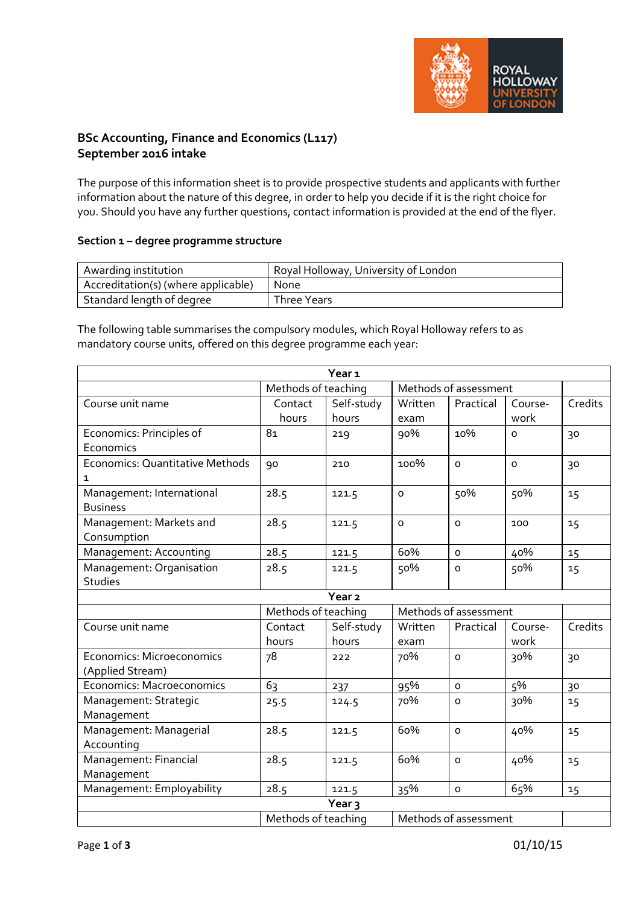**BSc Accounting, Finance and Economics (L117)**
**September 2016 intake**

The purpose of this information sheet is to provide prospective students and applicants with further information about the nature of this degree, in order to help you decide if it is the right choice for you. Should you have any further questions, contact information is provided at the end of the flyer.

**Section 1 – degree programme structure**

| | |
|---|---|
| Awarding institution | Royal Holloway, University of London |
| Accreditation(s) (where applicable) | None |
| Standard length of degree | Three Years |

The following table summarises the compulsory modules, which Royal Holloway refers to as mandatory course units, offered on this degree programme each year:

| Year 1 | | | | | | |
|---|---|---|---|---|---|---|
| | Methods of teaching | | Methods of assessment | | | |
| Course unit name | Contact hours | Self-study hours | Written exam | Practical | Course-work | Credits |
| Economics: Principles of Economics | 81 | 219 | 90% | 10% | 0 | 30 |
| Economics: Quantitative Methods 1 | 90 | 210 | 100% | 0 | 0 | 30 |
| Management: International Business | 28.5 | 121.5 | 0 | 50% | 50% | 15 |
| Management: Markets and Consumption | 28.5 | 121.5 | 0 | 0 | 100 | 15 |
| Management: Accounting | 28.5 | 121.5 | 60% | 0 | 40% | 15 |
| Management: Organisation Studies | 28.5 | 121.5 | 50% | 0 | 50% | 15 |
| **Year 2** | | | | | | |
| | Methods of teaching | | Methods of assessment | | | |
| Course unit name | Contact hours | Self-study hours | Written exam | Practical | Course-work | Credits |
| Economics: Microeconomics (Applied Stream) | 78 | 222 | 70% | 0 | 30% | 30 |
| Economics: Macroeconomics | 63 | 237 | 95% | 0 | 5% | 30 |
| Management: Strategic Management | 25.5 | 124.5 | 70% | 0 | 30% | 15 |
| Management: Managerial Accounting | 28.5 | 121.5 | 60% | 0 | 40% | 15 |
| Management: Financial Management | 28.5 | 121.5 | 60% | 0 | 40% | 15 |
| Management: Employability | 28.5 | 121.5 | 35% | 0 | 65% | 15 |
| **Year 3** | | | | | | |
| | Methods of teaching | | Methods of assessment | | | |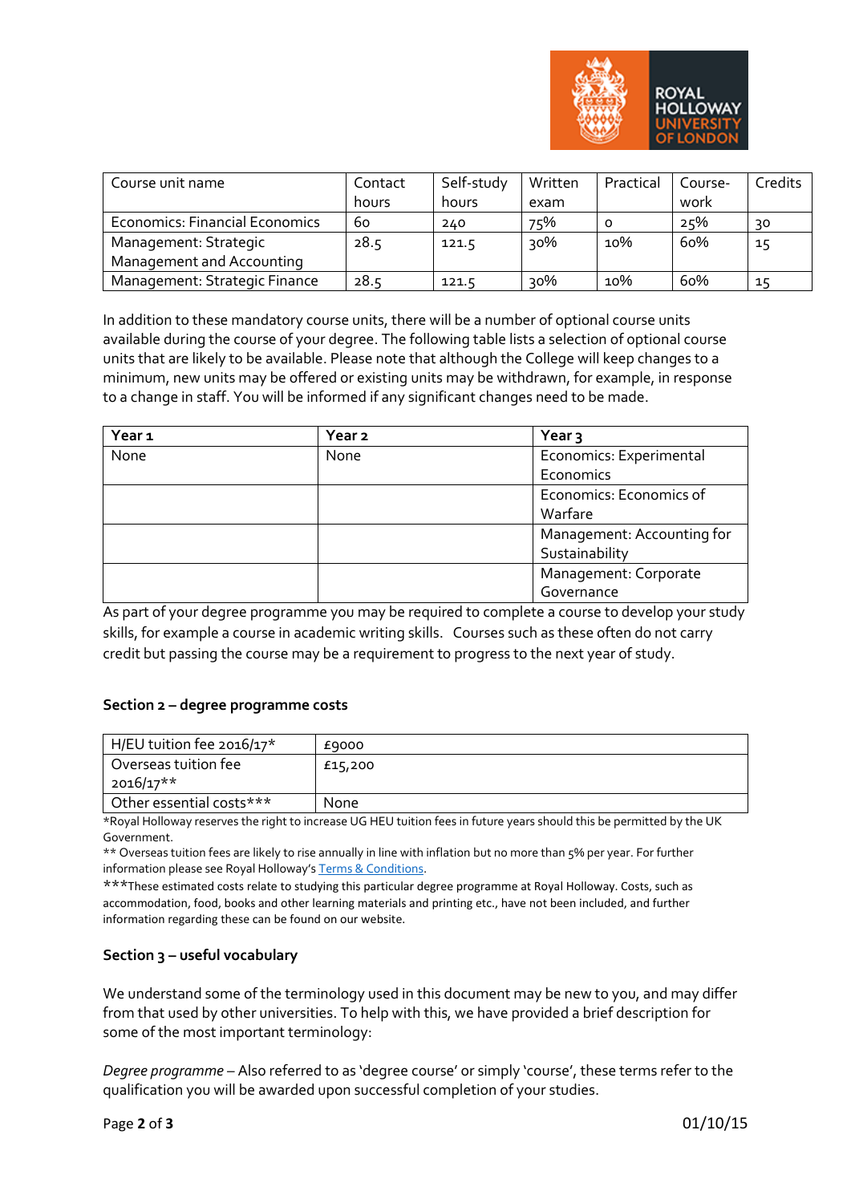| Course unit name | Contact hours | Self-study hours | Written exam | Practical | Course-work | Credits |
|---|---|---|---|---|---|---|
| Economics: Financial Economics | 60 | 240 | 75% | 0 | 25% | 30 |
| Management: Strategic Management and Accounting | 28.5 | 121.5 | 30% | 10% | 60% | 15 |
| Management: Strategic Finance | 28.5 | 121.5 | 30% | 10% | 60% | 15 |

In addition to these mandatory course units, there will be a number of optional course units available during the course of your degree. The following table lists a selection of optional course units that are likely to be available. Please note that although the College will keep changes to a minimum, new units may be offered or existing units may be withdrawn, for example, in response to a change in staff. You will be informed if any significant changes need to be made.

| Year 1 | Year 2 | Year 3 |
|---|---|---|
| None | None | Economics: Experimental Economics |
| | | Economics: Economics of Warfare |
| | | Management: Accounting for Sustainability |
| | | Management: Corporate Governance |

As part of your degree programme you may be required to complete a course to develop your study skills, for example a course in academic writing skills. Courses such as these often do not carry credit but passing the course may be a requirement to progress to the next year of study.

## Section 2 – degree programme costs

| | |
|---|---|
| H/EU tuition fee 2016/17* | £9000 |
| Overseas tuition fee 2016/17** | £15,200 |
| Other essential costs*** | None |

*Royal Holloway reserves the right to increase UG HEU tuition fees in future years should this be permitted by the UK Government.

** Overseas tuition fees are likely to rise annually in line with inflation but no more than 5% per year. For further information please see Royal Holloway's Terms & Conditions.

***These estimated costs relate to studying this particular degree programme at Royal Holloway. Costs, such as accommodation, food, books and other learning materials and printing etc., have not been included, and further information regarding these can be found on our website.

## Section 3 – useful vocabulary

We understand some of the terminology used in this document may be new to you, and may differ from that used by other universities. To help with this, we have provided a brief description for some of the most important terminology:

*Degree programme* – Also referred to as 'degree course' or simply 'course', these terms refer to the qualification you will be awarded upon successful completion of your studies.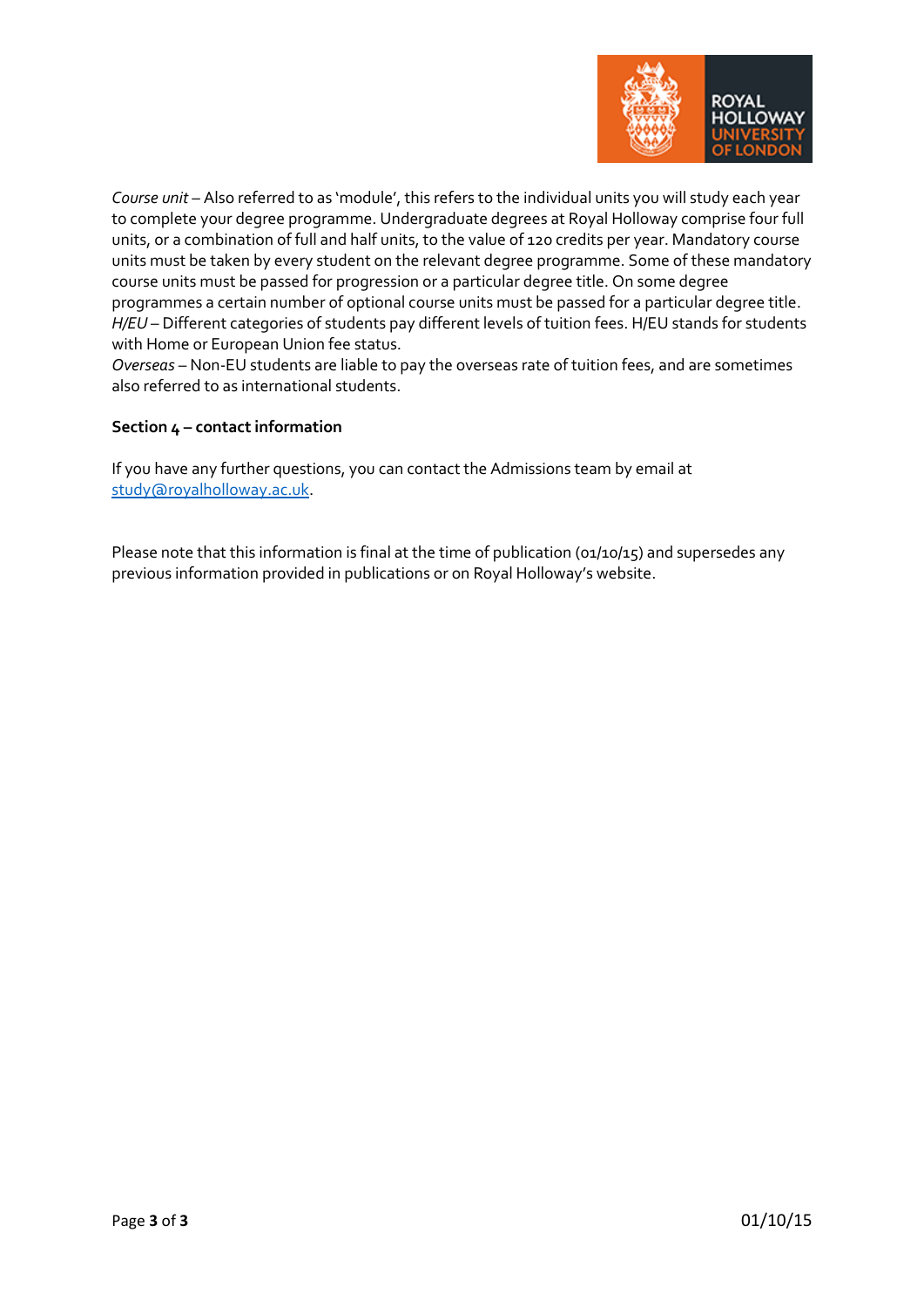*Course unit* – Also referred to as 'module', this refers to the individual units you will study each year to complete your degree programme. Undergraduate degrees at Royal Holloway comprise four full units, or a combination of full and half units, to the value of 120 credits per year. Mandatory course units must be taken by every student on the relevant degree programme. Some of these mandatory course units must be passed for progression or a particular degree title. On some degree programmes a certain number of optional course units must be passed for a particular degree title.
*H/EU* – Different categories of students pay different levels of tuition fees. H/EU stands for students with Home or European Union fee status.
*Overseas* – Non-EU students are liable to pay the overseas rate of tuition fees, and are sometimes also referred to as international students.

**Section 4 – contact information**

If you have any further questions, you can contact the Admissions team by email at study@royalholloway.ac.uk.

Please note that this information is final at the time of publication (01/10/15) and supersedes any previous information provided in publications or on Royal Holloway's website.